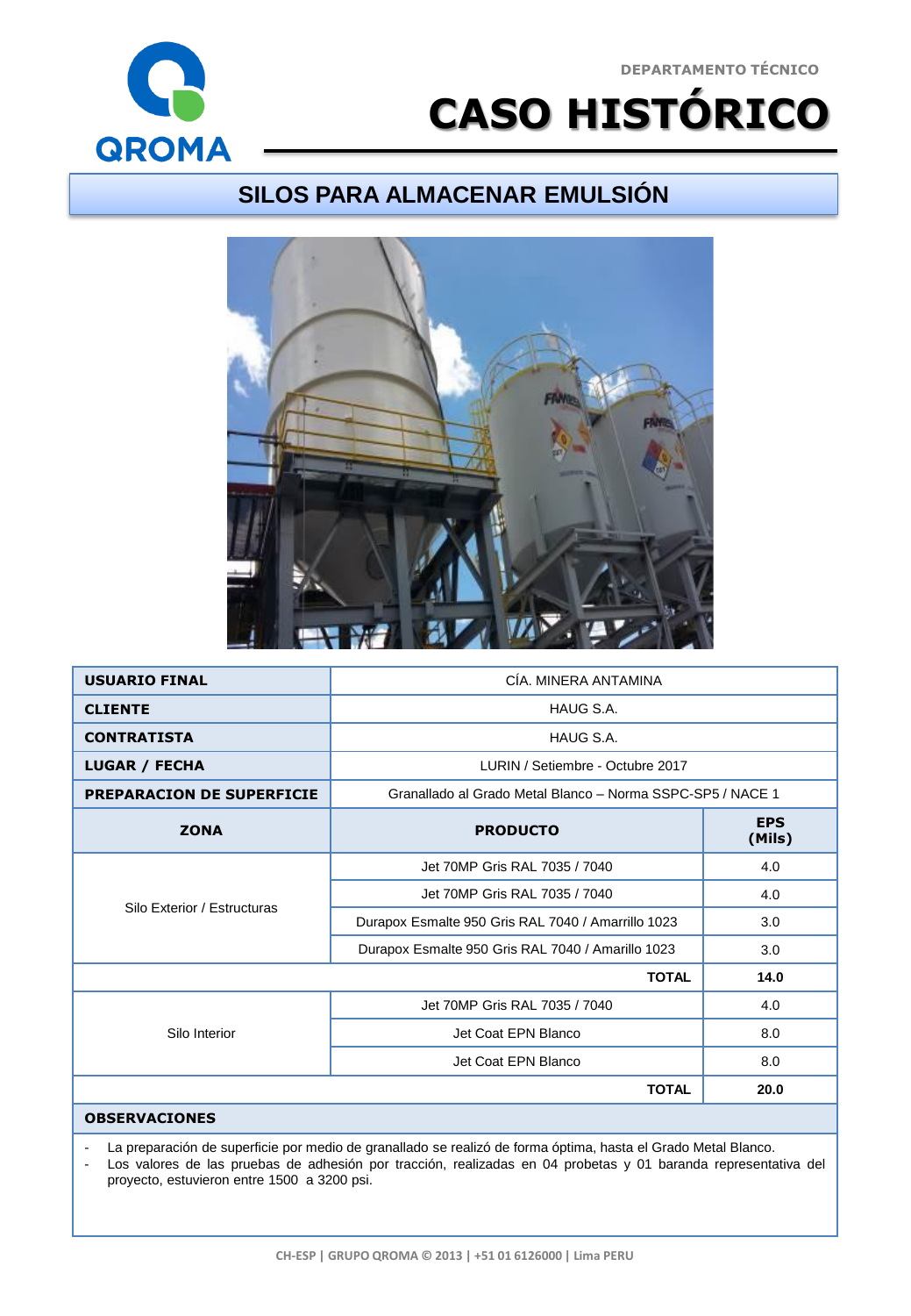DEPARTAMENTO TÉCNICO

# CASO HISTÓRICO

## SILOS PARA ALMACENAR EMULSIÓN

| **USUARIO FINAL** | CÍA. MINERA ANTAMINA | |
|---|---|---|
| **CLIENTE** | HAUG S.A. | |
| **CONTRATISTA** | HAUG S.A. | |
| **LUGAR / FECHA** | LURIN / Setiembre - Octubre 2017 | |
| **PREPARACION DE SUPERFICIE** | Granallado al Grado Metal Blanco – Norma SSPC-SP5 / NACE 1 | |
| **ZONA** | **PRODUCTO** | **EPS (Mils)** |
| Silo Exterior / Estructuras | Jet 70MP Gris RAL 7035 / 7040 | 4.0 |
| | Jet 70MP Gris RAL 7035 / 7040 | 4.0 |
| | Durapox Esmalte 950 Gris RAL 7040 / Amarrillo 1023 | 3.0 |
| | Durapox Esmalte 950 Gris RAL 7040 / Amarillo 1023 | 3.0 |
| | **TOTAL** | **14.0** |
| Silo Interior | Jet 70MP Gris RAL 7035 / 7040 | 4.0 |
| | Jet Coat EPN Blanco | 8.0 |
| | Jet Coat EPN Blanco | 8.0 |
| | **TOTAL** | **20.0** |

**OBSERVACIONES**

- La preparación de superficie por medio de granallado se realizó de forma óptima, hasta el Grado Metal Blanco.
- Los valores de las pruebas de adhesión por tracción, realizadas en 04 probetas y 01 baranda representativa del proyecto, estuvieron entre 1500 a 3200 psi.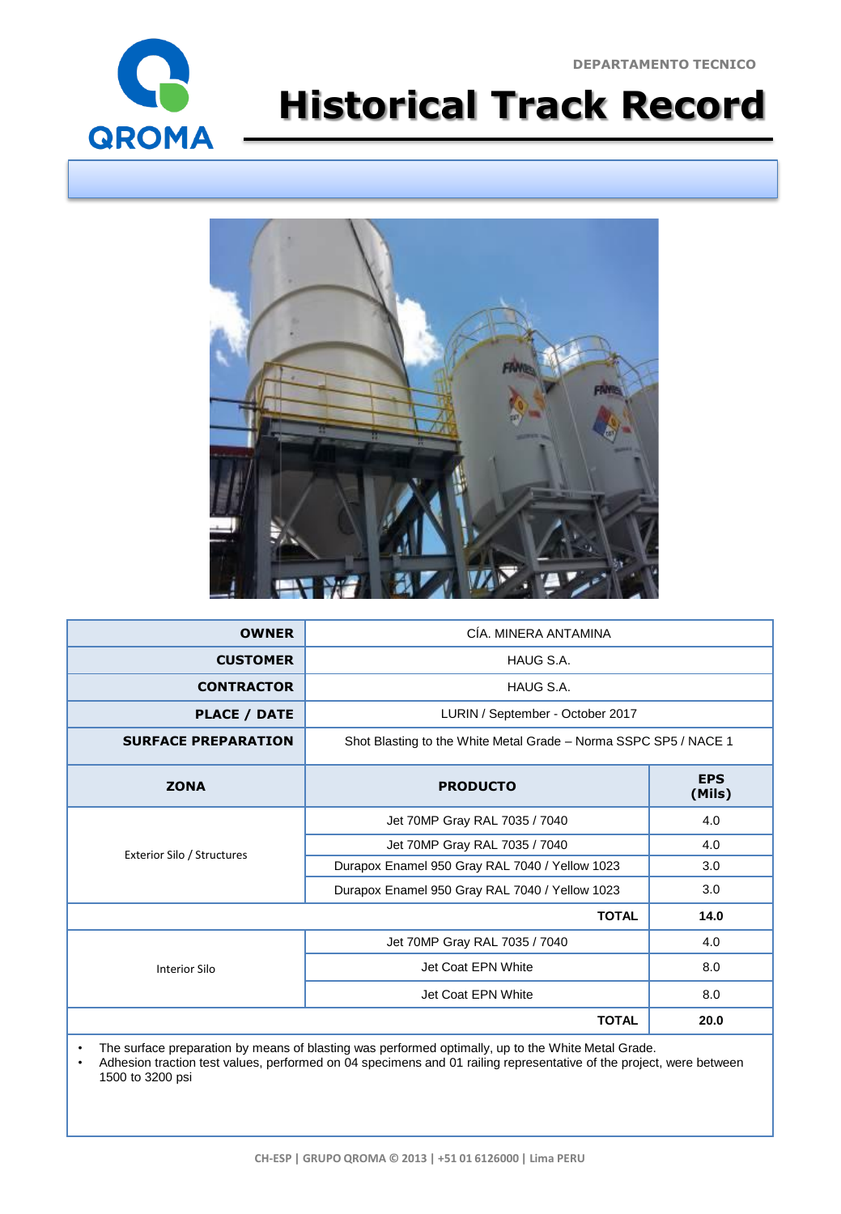DEPARTAMENTO TECNICO

# Historical Track Record

| | | |
|---|---|---|
| **OWNER** | CÍA. MINERA ANTAMINA | |
| **CUSTOMER** | HAUG S.A. | |
| **CONTRACTOR** | HAUG S.A. | |
| **PLACE / DATE** | LURIN / September - October 2017 | |
| **SURFACE PREPARATION** | Shot Blasting to the White Metal Grade – Norma SSPC SP5 / NACE 1 | |
| **ZONA** | **PRODUCTO** | **EPS (Mils)** |
| Exterior Silo / Structures | Jet 70MP Gray RAL 7035 / 7040 | 4.0 |
| | Jet 70MP Gray RAL 7035 / 7040 | 4.0 |
| | Durapox Enamel 950 Gray RAL 7040 / Yellow 1023 | 3.0 |
| | Durapox Enamel 950 Gray RAL 7040 / Yellow 1023 | 3.0 |
| | **TOTAL** | **14.0** |
| Interior Silo | Jet 70MP Gray RAL 7035 / 7040 | 4.0 |
| | Jet Coat EPN White | 8.0 |
| | Jet Coat EPN White | 8.0 |
| | **TOTAL** | **20.0** |

- The surface preparation by means of blasting was performed optimally, up to the White Metal Grade.
- Adhesion traction test values, performed on 04 specimens and 01 railing representative of the project, were between 1500 to 3200 psi